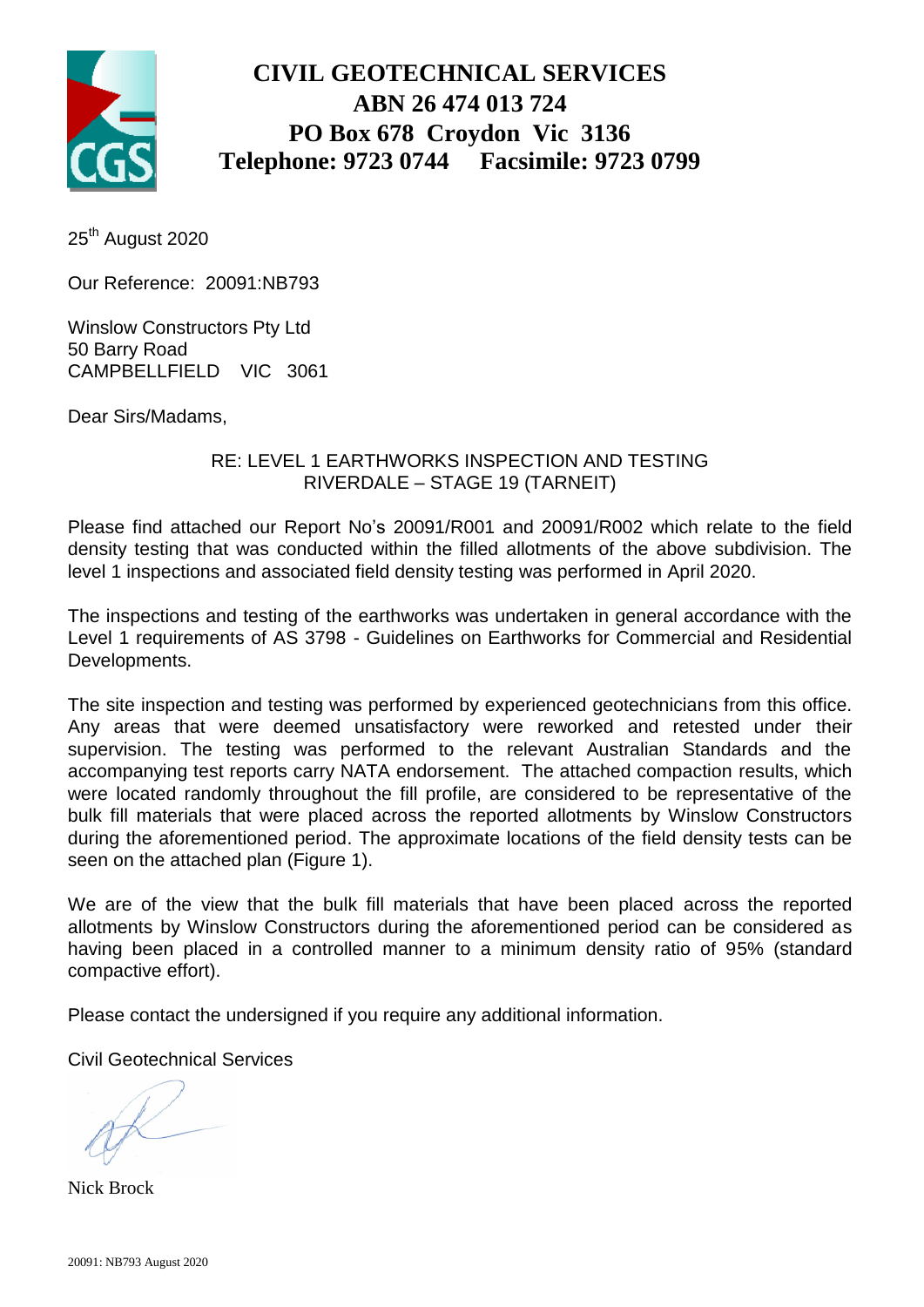# CIVIL GEOTECHNICAL SERVICES
**ABN 26 474 013 724**
**PO Box 678 Croydon Vic 3136**
**Telephone: 9723 0744 Facsimile: 9723 0799**

25th August 2020

Our Reference: 20091:NB793

Winslow Constructors Pty Ltd
50 Barry Road
CAMPBELLFIELD VIC 3061

Dear Sirs/Madams,

RE: LEVEL 1 EARTHWORKS INSPECTION AND TESTING
RIVERDALE – STAGE 19 (TARNEIT)

Please find attached our Report No's 20091/R001 and 20091/R002 which relate to the field density testing that was conducted within the filled allotments of the above subdivision. The level 1 inspections and associated field density testing was performed in April 2020.

The inspections and testing of the earthworks was undertaken in general accordance with the Level 1 requirements of AS 3798 - Guidelines on Earthworks for Commercial and Residential Developments.

The site inspection and testing was performed by experienced geotechnicians from this office. Any areas that were deemed unsatisfactory were reworked and retested under their supervision. The testing was performed to the relevant Australian Standards and the accompanying test reports carry NATA endorsement. The attached compaction results, which were located randomly throughout the fill profile, are considered to be representative of the bulk fill materials that were placed across the reported allotments by Winslow Constructors during the aforementioned period. The approximate locations of the field density tests can be seen on the attached plan (Figure 1).

We are of the view that the bulk fill materials that have been placed across the reported allotments by Winslow Constructors during the aforementioned period can be considered as having been placed in a controlled manner to a minimum density ratio of 95% (standard compactive effort).

Please contact the undersigned if you require any additional information.

Civil Geotechnical Services

Nick Brock

20091: NB793 August 2020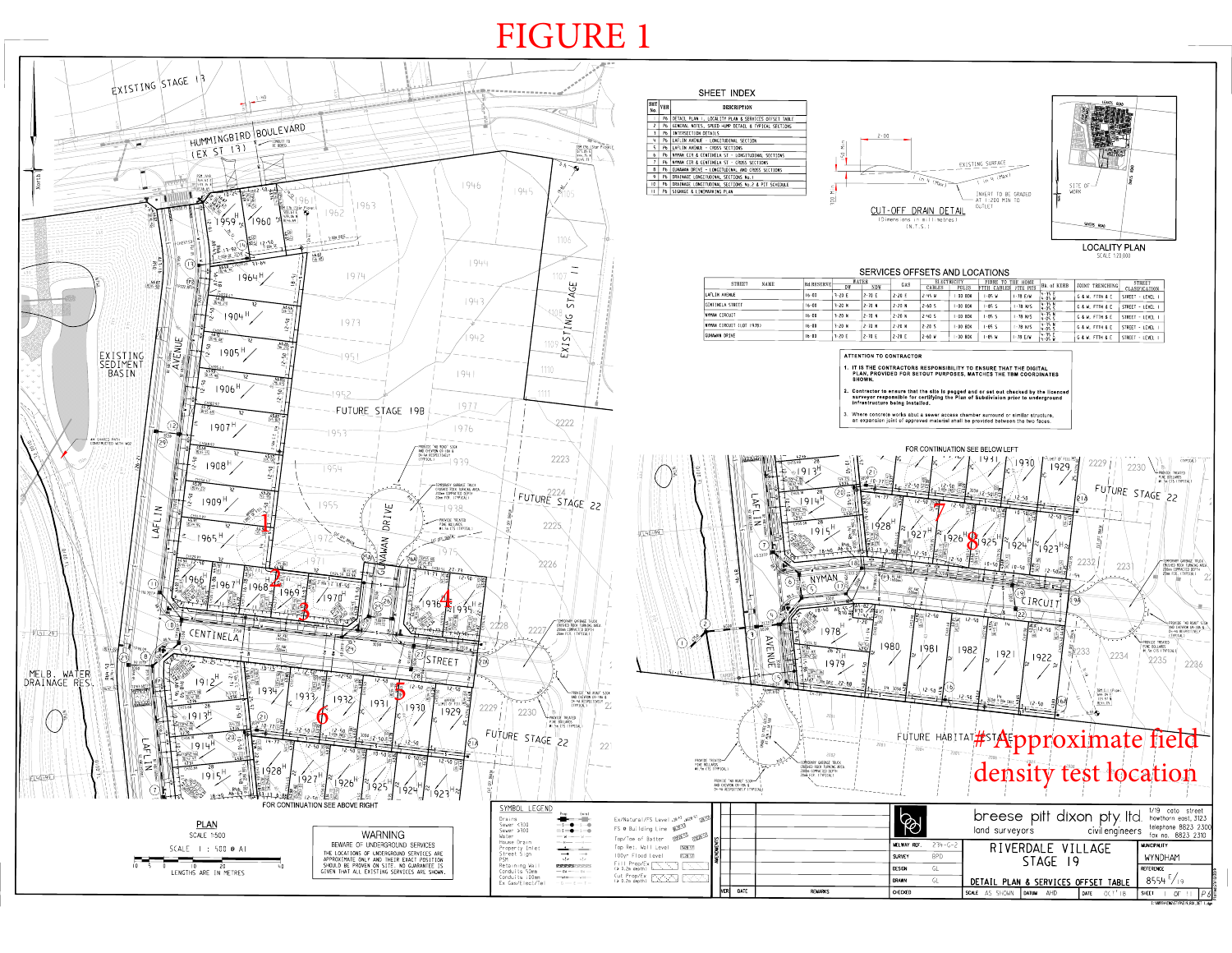# FIGURE 1

## SHEET INDEX

| SHT No. | VER | DESCRIPTION |
|---|---|---|
| 1 | P6 | DETAIL PLAN 1, LOCALITY PLAN & SERVICES OFFSET TABLE |
| 2 | P6 | GENERAL NOTES, SPEED HUMP DETAIL & TYPICAL SECTIONS |
| 3 | P6 | INTERSECTION DETAILS |
| 4 | P6 | LAFLIN AVENUE - LONGITUDINAL SECTION |
| 5 | P6 | LAFLIN AVENUE - CROSS SECTIONS |
| 6 | P6 | NYMAN CCT & CENTINELA ST - LONGITUDINAL SECTIONS |
| 7 | P6 | NYMAN CCT & CENTINELA ST - CROSS SECTIONS |
| 8 | P6 | GUNAWAN DRIVE - LONGITUDINAL AND CROSS SECTIONS |
| 9 | P6 | DRAINAGE LONGITUDINAL SECTIONS No.1 |
| 10 | P6 | DRAINAGE LONGITUDINAL SECTIONS No.2 & PIT SCHEDULE |
| 11 | P6 | SIGNAGE & LINEMARKING PLAN |

CUT-OFF DRAIN DETAIL (Dimensions in millimetres) (N.T.S.)

LOCALITY PLAN SCALE 1:20 000

## SERVICES OFFSETS AND LOCATIONS

| STREET NAME | Rd RESERVE | WATER DW | WATER NDW | GAS | ELECTRICITY CABLES | ELECTRICITY POLES | FIBRE TO THE HOME FTTH CABLES | FTTH PITS | Bk. of KERB | JOINT TRENCHING | STREET CLASSIFICATION |
|---|---|---|---|---|---|---|---|---|---|---|---|
| LAFLIN AVENUE | 16.00 | 1.20 E | 2.70 E | 2.20 E | 2.45 W | 1.00 BOK | 1.85 W | 1.78 E/W | | G & W, FTTH & E | STREET - LEVEL 1 |
| CENTINELA STREET | 16.00 | 1.20 N | 2.70 N | 2.40 S | 2.40 S | 1.00 BOK | 1.85 S | 1.78 N/S | | G & W, FTTH & E | STREET - LEVEL 1 |
| NYMAN CIRCUIT | 16.00 | 1.20 N | 2.70 N | 2.20 N | 2.40 S | 1.00 BOK | 1.85 S | 1.78 N/S | | G & W, FTTH & E | STREET - LEVEL 1 |
| NYMAN CIRCUIT (LOT 1978) | 16.00 | 1.20 W | 2.70 W | 2.20 W | 2.20 S | 1.00 BOK | 1.85 S | 1.78 W/S | | G & W, FTTH & E | STREET - LEVEL 1 |
| GUNAWAN DRIVE | 16.00 | 1.20 E | 2.70 E | 2.20 E | 2.60 W | 1.00 BOK | 1.85 W | 1.78 E/W | | G & W, FTTH & E | STREET - LEVEL 1 |

**ATTENTION TO CONTRACTOR**

1. IT IS THE CONTRACTORS RESPONSIBILITY TO ENSURE THAT THE DIGITAL PLAN, PROVIDED FOR SETOUT PURPOSES, MATCHES THE TBM COORDINATES SHOWN.
2. Contractor to ensure that the site is pegged and or set out checked by the licenced surveyor responsible for certifying the Plan of Subdivision prior to underground infrastructure being installed.
3. Where concrete works abut a sewer access chamber surround or similar structure, an expansion joint of approved material shall be provided between the two faces.

PLAN SCALE 1:500

**WARNING**

BEWARE OF UNDERGROUND SERVICES

THE LOCATIONS OF UNDERGROUND SERVICES ARE APPROXIMATE ONLY AND THEIR EXACT POSITION SHOULD BE PROVEN ON SITE. NO GUARANTEE IS GIVEN THAT ALL EXISTING SERVICES ARE SHOWN.

SCALE 1 : 500 @ A1 — LENGTHS ARE IN METRES

\# Approximate field density test location

breese pitt dixon pty ltd — land surveyors, civil engineers — 1/19 cato street hawthorn east, 3123 — telephone 8823 2300 fax no. 8823 2310

RIVERDALE VILLAGE STAGE 19

DETAIL PLAN & SERVICES OFFSET TABLE

MUNICIPALITY: WYNDHAM — REFERENCE: 8554 F/19 — SCALE: AS SHOWN — DATUM: AHD — DATE: OCT '18 — SHEET 1 OF 11 — P6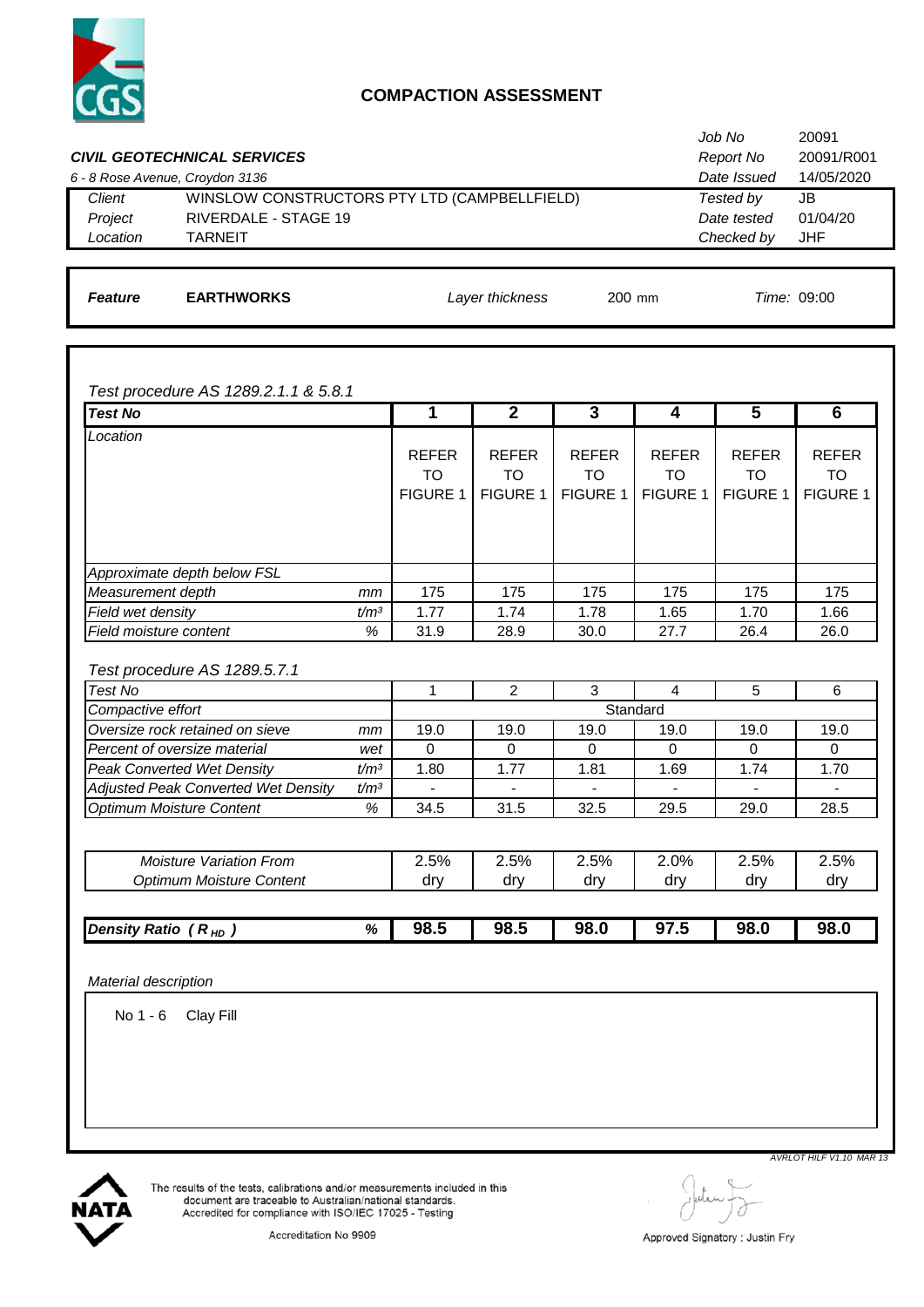CGS

# COMPACTION ASSESSMENT

***CIVIL GEOTECHNICAL SERVICES***

*6 - 8 Rose Avenue, Croydon 3136*

| | | | |
|---|---|---|---|
| | | *Job No* | 20091 |
| | | *Report No* | 20091/R001 |
| | | *Date Issued* | 14/05/2020 |
| *Client* | WINSLOW CONSTRUCTORS PTY LTD (CAMPBELLFIELD) | *Tested by* | JB |
| *Project* | RIVERDALE - STAGE 19 | *Date tested* | 01/04/20 |
| *Location* | TARNEIT | *Checked by* | JHF |

***Feature*** **EARTHWORKS** *Layer thickness* 200 mm *Time:* 09:00

*Test procedure AS 1289.2.1.1 & 5.8.1*

| ***Test No*** | | **1** | **2** | **3** | **4** | **5** | **6** |
|---|---|---|---|---|---|---|---|
| *Location* | | REFER TO FIGURE 1 | REFER TO FIGURE 1 | REFER TO FIGURE 1 | REFER TO FIGURE 1 | REFER TO FIGURE 1 | REFER TO FIGURE 1 |
| *Approximate depth below FSL* | | | | | | | |
| *Measurement depth* | *mm* | 175 | 175 | 175 | 175 | 175 | 175 |
| *Field wet density* | *t/m³* | 1.77 | 1.74 | 1.78 | 1.65 | 1.70 | 1.66 |
| *Field moisture content* | *%* | 31.9 | 28.9 | 30.0 | 27.7 | 26.4 | 26.0 |

*Test procedure AS 1289.5.7.1*

| *Test No* | | 1 | 2 | 3 | 4 | 5 | 6 |
|---|---|---|---|---|---|---|---|
| *Compactive effort* | | Standard | | | | | |
| *Oversize rock retained on sieve* | *mm* | 19.0 | 19.0 | 19.0 | 19.0 | 19.0 | 19.0 |
| *Percent of oversize material* | *wet* | 0 | 0 | 0 | 0 | 0 | 0 |
| *Peak Converted Wet Density* | *t/m³* | 1.80 | 1.77 | 1.81 | 1.69 | 1.74 | 1.70 |
| *Adjusted Peak Converted Wet Density* | *t/m³* | - | - | - | - | - | - |
| *Optimum Moisture Content* | *%* | 34.5 | 31.5 | 32.5 | 29.5 | 29.0 | 28.5 |

| *Moisture Variation From Optimum Moisture Content* | 1 | 2 | 3 | 4 | 5 | 6 |
|---|---|---|---|---|---|---|
| | 2.5% dry | 2.5% dry | 2.5% dry | 2.0% dry | 2.5% dry | 2.5% dry |

| ***Density Ratio ( $R_{HD}$ )*** | **%** | **98.5** | **98.5** | **98.0** | **97.5** | **98.0** | **98.0** |
|---|---|---|---|---|---|---|---|

*Material description*

No 1 - 6 Clay Fill

*AVRLOT HILF V1.10 MAR 13*

NATA

The results of the tests, calibrations and/or measurements included in this document are traceable to Australian/national standards. Accredited for compliance with ISO/IEC 17025 - Testing

Accreditation No 9909

Approved Signatory : Justin Fry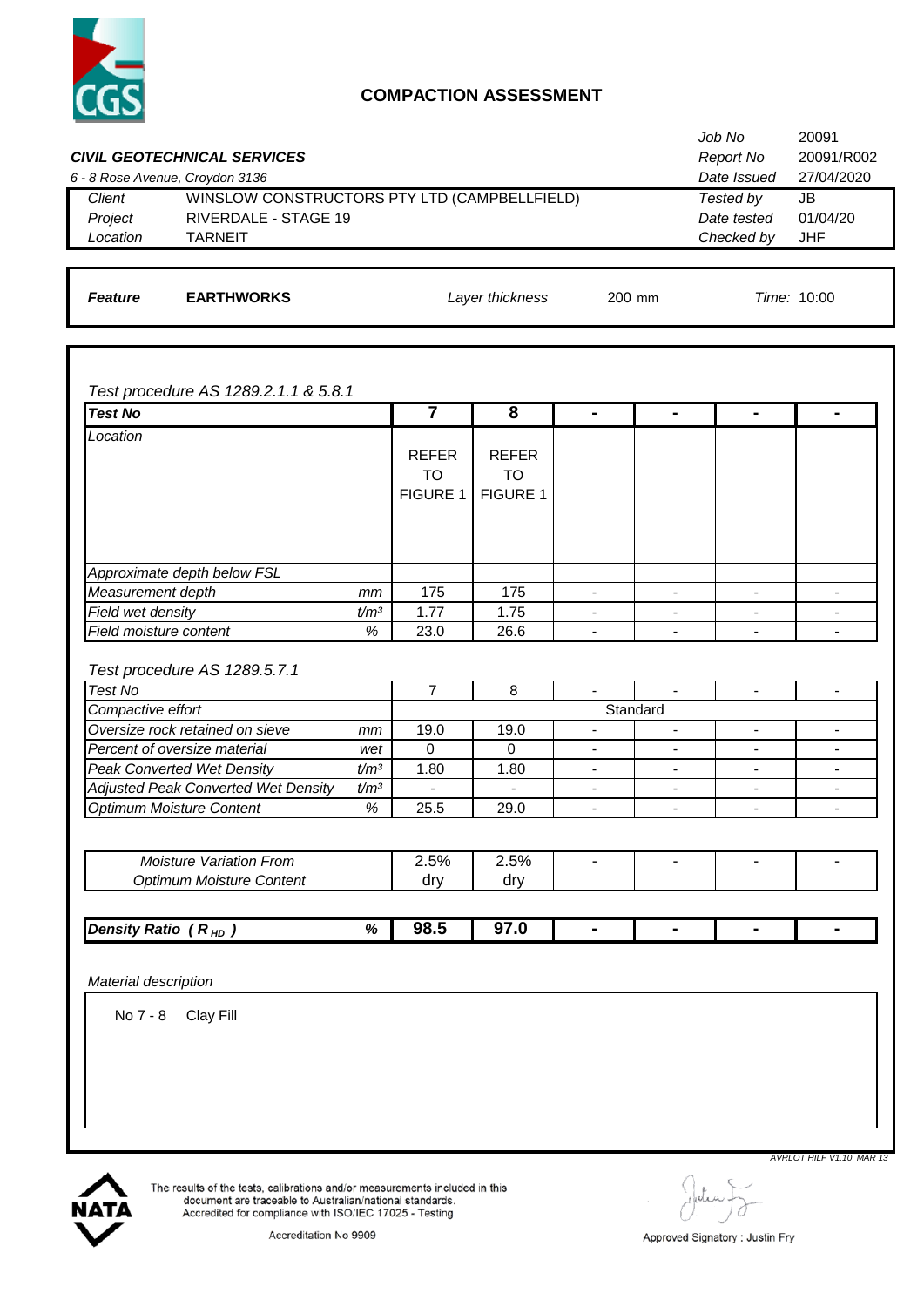# COMPACTION ASSESSMENT

**CIVIL GEOTECHNICAL SERVICES**

*6 - 8 Rose Avenue, Croydon 3136*

| | |
|---|---|
| *Job No* | 20091 |
| *Report No* | 20091/R002 |
| *Date Issued* | 27/04/2020 |
| *Tested by* | JB |
| *Date tested* | 01/04/20 |
| *Checked by* | JHF |

| | |
|---|---|
| *Client* | WINSLOW CONSTRUCTORS PTY LTD (CAMPBELLFIELD) |
| *Project* | RIVERDALE - STAGE 19 |
| *Location* | TARNEIT |

***Feature*** **EARTHWORKS** *Layer thickness* 200 mm *Time:* 10:00

*Test procedure AS 1289.2.1.1 & 5.8.1*

| ***Test No*** | | **7** | **8** | **-** | **-** | **-** | **-** |
|---|---|---|---|---|---|---|---|
| *Location* | | REFER TO FIGURE 1 | REFER TO FIGURE 1 | | | | |
| *Approximate depth below FSL* | | | | | | | |
| *Measurement depth* | *mm* | 175 | 175 | - | - | - | - |
| *Field wet density* | *t/m³* | 1.77 | 1.75 | - | - | - | - |
| *Field moisture content* | *%* | 23.0 | 26.6 | - | - | - | - |

*Test procedure AS 1289.5.7.1*

| *Test No* | | 7 | 8 | - | - | - | - |
|---|---|---|---|---|---|---|---|
| *Compactive effort* | | Standard | | | | | |
| *Oversize rock retained on sieve* | *mm* | 19.0 | 19.0 | - | - | - | - |
| *Percent of oversize material* | *wet* | 0 | 0 | - | - | - | - |
| *Peak Converted Wet Density* | *t/m³* | 1.80 | 1.80 | - | - | - | - |
| *Adjusted Peak Converted Wet Density* | *t/m³* | - | - | - | - | - | - |
| *Optimum Moisture Content* | *%* | 25.5 | 29.0 | - | - | - | - |

| | | | | | | |
|---|---|---|---|---|---|---|
| *Moisture Variation From Optimum Moisture Content* | 2.5% dry | 2.5% dry | - | - | - | - |

| | | | | | | | |
|---|---|---|---|---|---|---|---|
| ***Density Ratio (*** $R_{HD}$ ***)*** | ***%*** | **98.5** | **97.0** | **-** | **-** | **-** | **-** |

*Material description*

No 7 - 8 Clay Fill

*AVRLOT HILF V1.10 MAR 13*

The results of the tests, calibrations and/or measurements included in this document are traceable to Australian/national standards. Accredited for compliance with ISO/IEC 17025 - Testing

Accreditation No 9909

Approved Signatory : Justin Fry